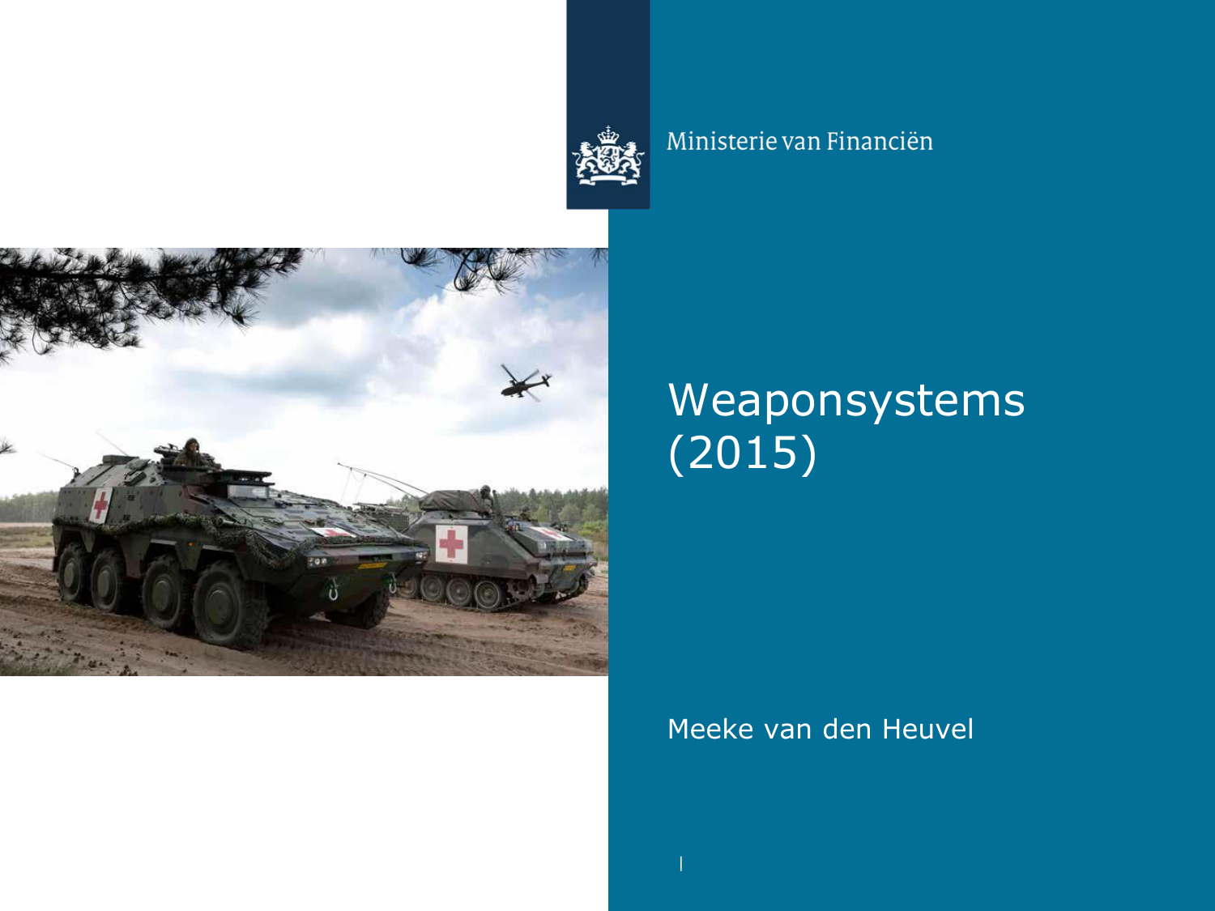Ministerie van Financiën

# Weaponsystems (2015)

Meeke van den Heuvel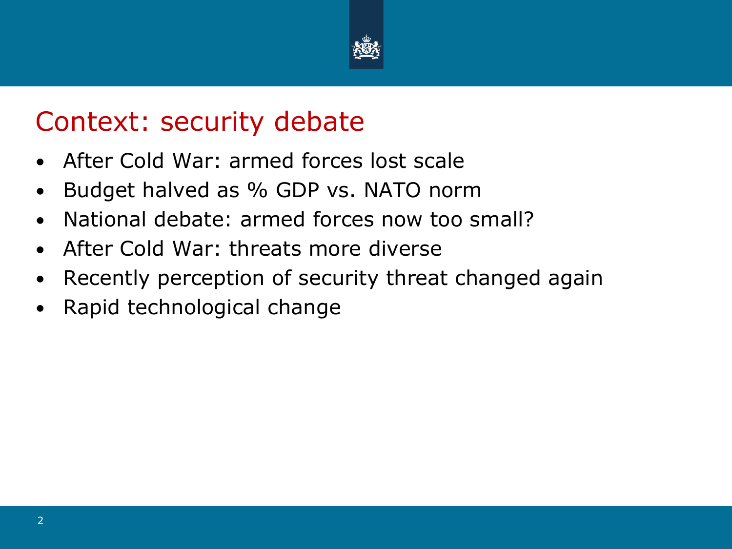# Context: security debate

- After Cold War: armed forces lost scale
- Budget halved as % GDP vs. NATO norm
- National debate: armed forces now too small?
- After Cold War: threats more diverse
- Recently perception of security threat changed again
- Rapid technological change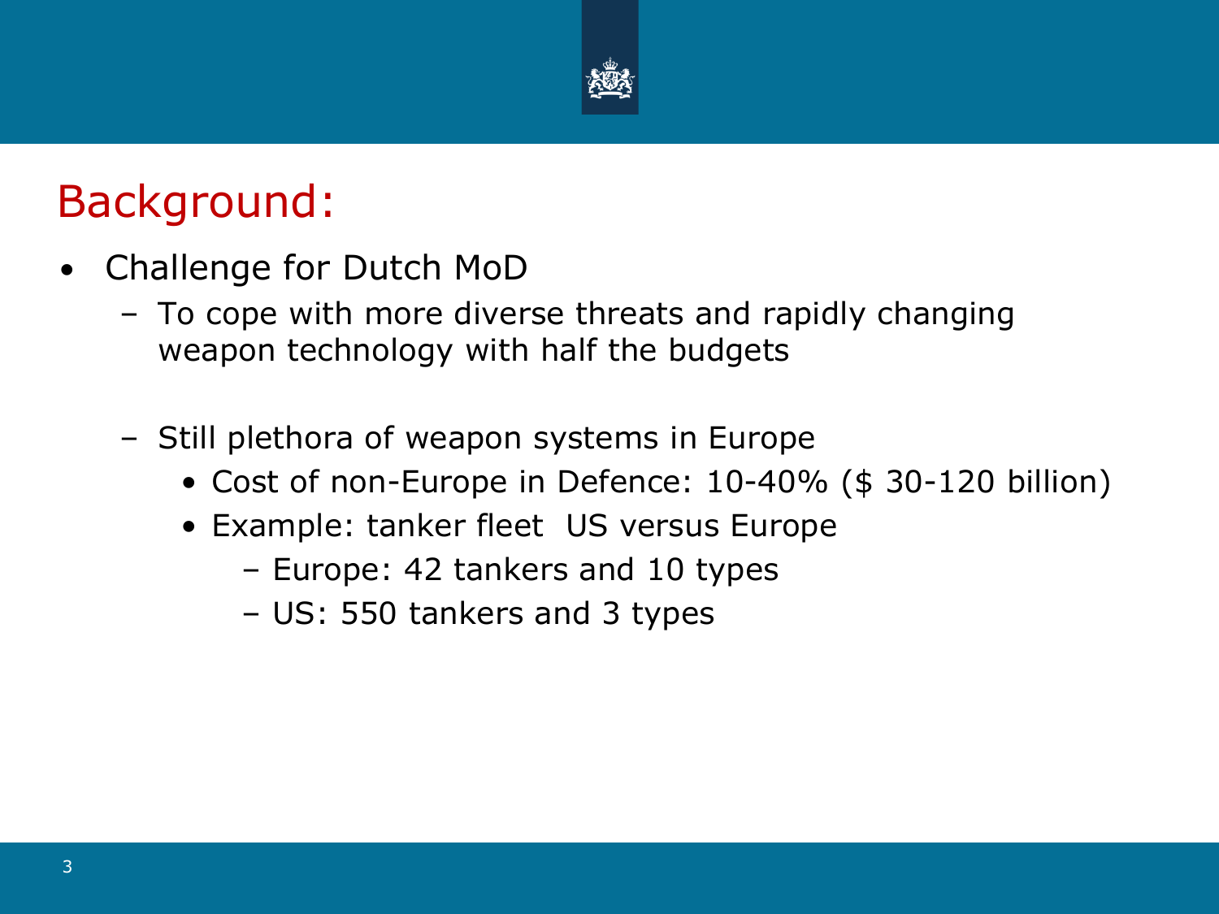# Background:

- Challenge for Dutch MoD
  - To cope with more diverse threats and rapidly changing weapon technology with half the budgets
  - Still plethora of weapon systems in Europe
    - Cost of non-Europe in Defence: 10-40% ($ 30-120 billion)
    - Example: tanker fleet US versus Europe
      - Europe: 42 tankers and 10 types
      - US: 550 tankers and 3 types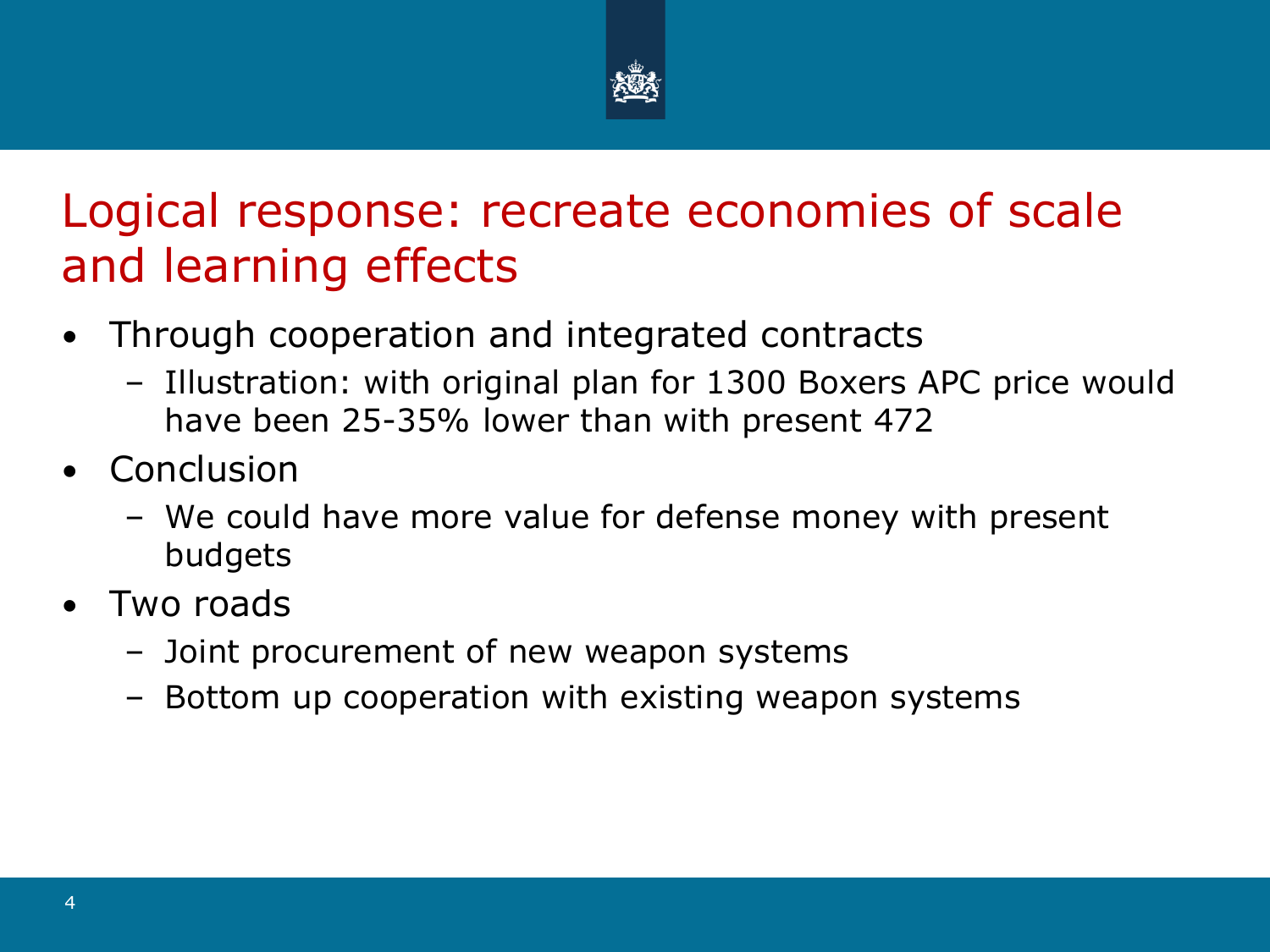# Logical response: recreate economies of scale and learning effects

- Through cooperation and integrated contracts
  - Illustration: with original plan for 1300 Boxers APC price would have been 25-35% lower than with present 472
- Conclusion
  - We could have more value for defense money with present budgets
- Two roads
  - Joint procurement of new weapon systems
  - Bottom up cooperation with existing weapon systems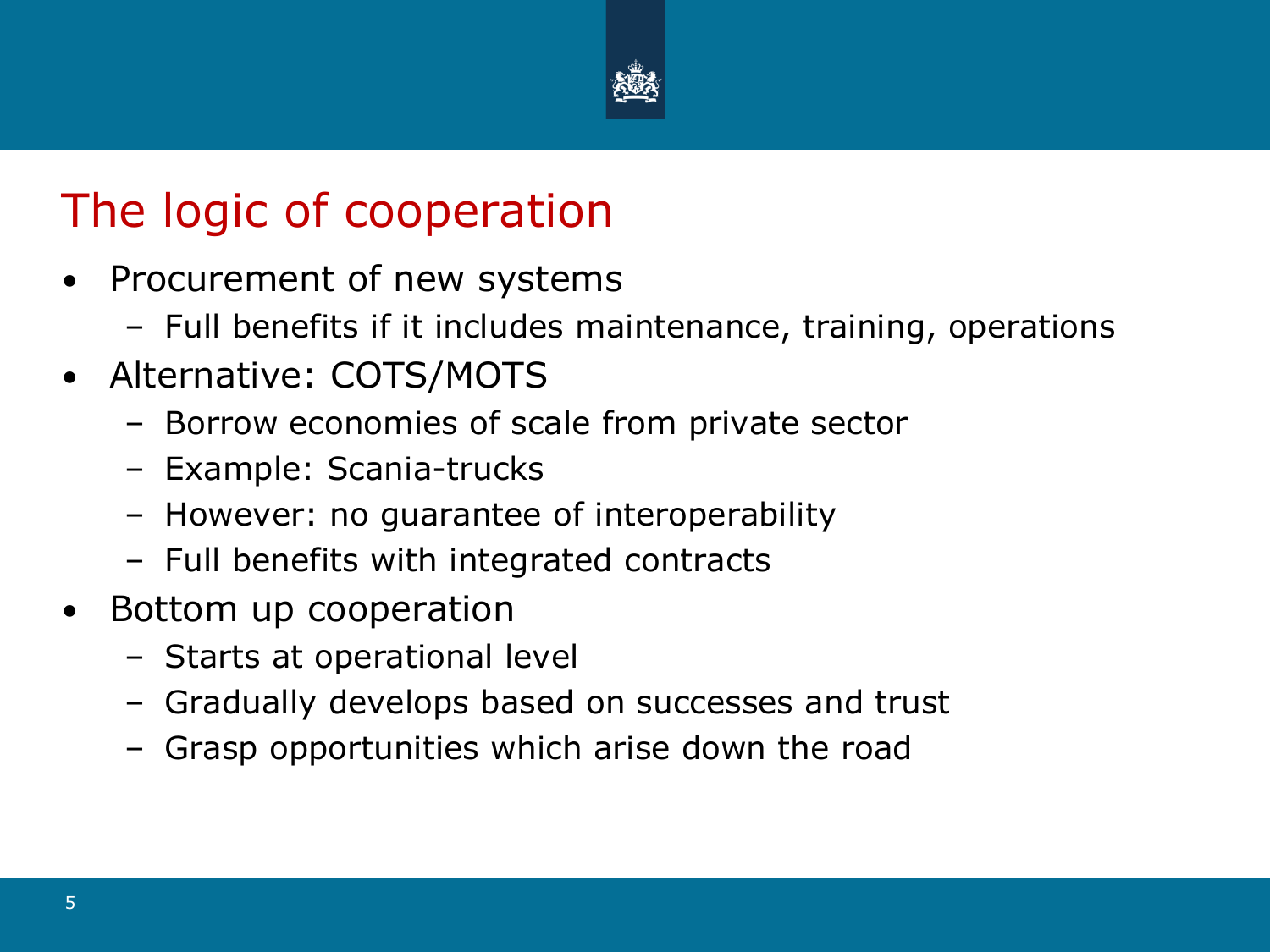# The logic of cooperation

- Procurement of new systems
  - Full benefits if it includes maintenance, training, operations
- Alternative: COTS/MOTS
  - Borrow economies of scale from private sector
  - Example: Scania-trucks
  - However: no guarantee of interoperability
  - Full benefits with integrated contracts
- Bottom up cooperation
  - Starts at operational level
  - Gradually develops based on successes and trust
  - Grasp opportunities which arise down the road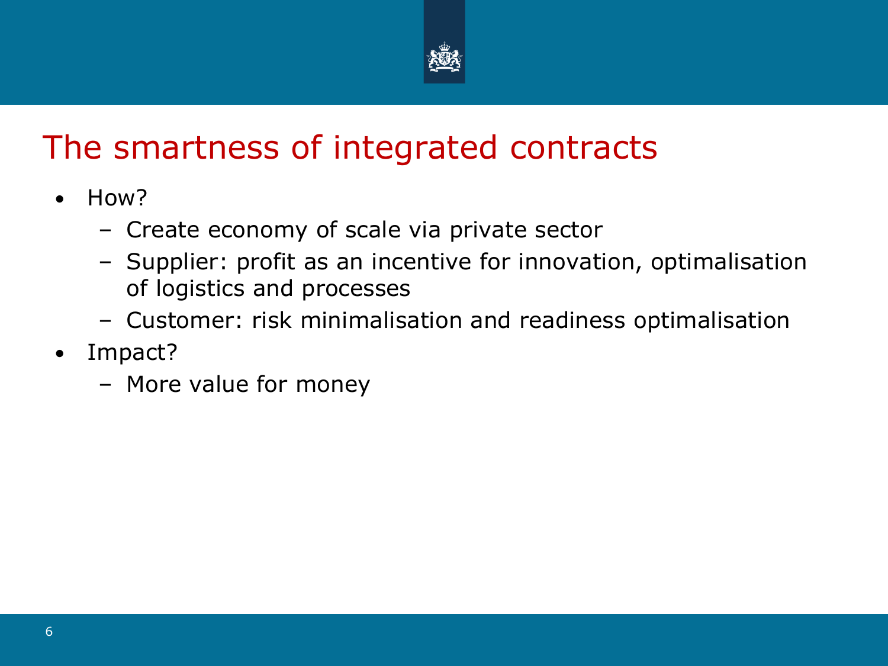# The smartness of integrated contracts

- How?
  - Create economy of scale via private sector
  - Supplier: profit as an incentive for innovation, optimalisation of logistics and processes
  - Customer: risk minimalisation and readiness optimalisation
- Impact?
  - More value for money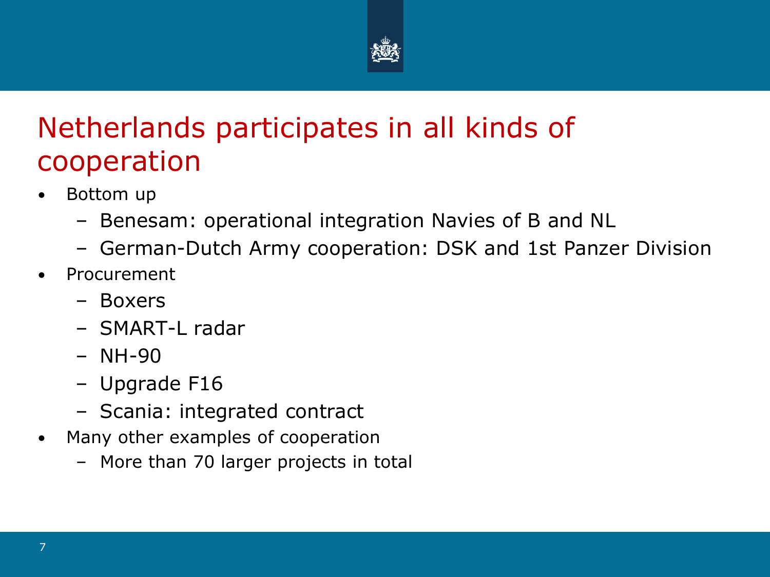# Netherlands participates in all kinds of cooperation

- Bottom up
  - Benesam: operational integration Navies of B and NL
  - German-Dutch Army cooperation: DSK and 1st Panzer Division
- Procurement
  - Boxers
  - SMART-L radar
  - NH-90
  - Upgrade F16
  - Scania: integrated contract
- Many other examples of cooperation
  - More than 70 larger projects in total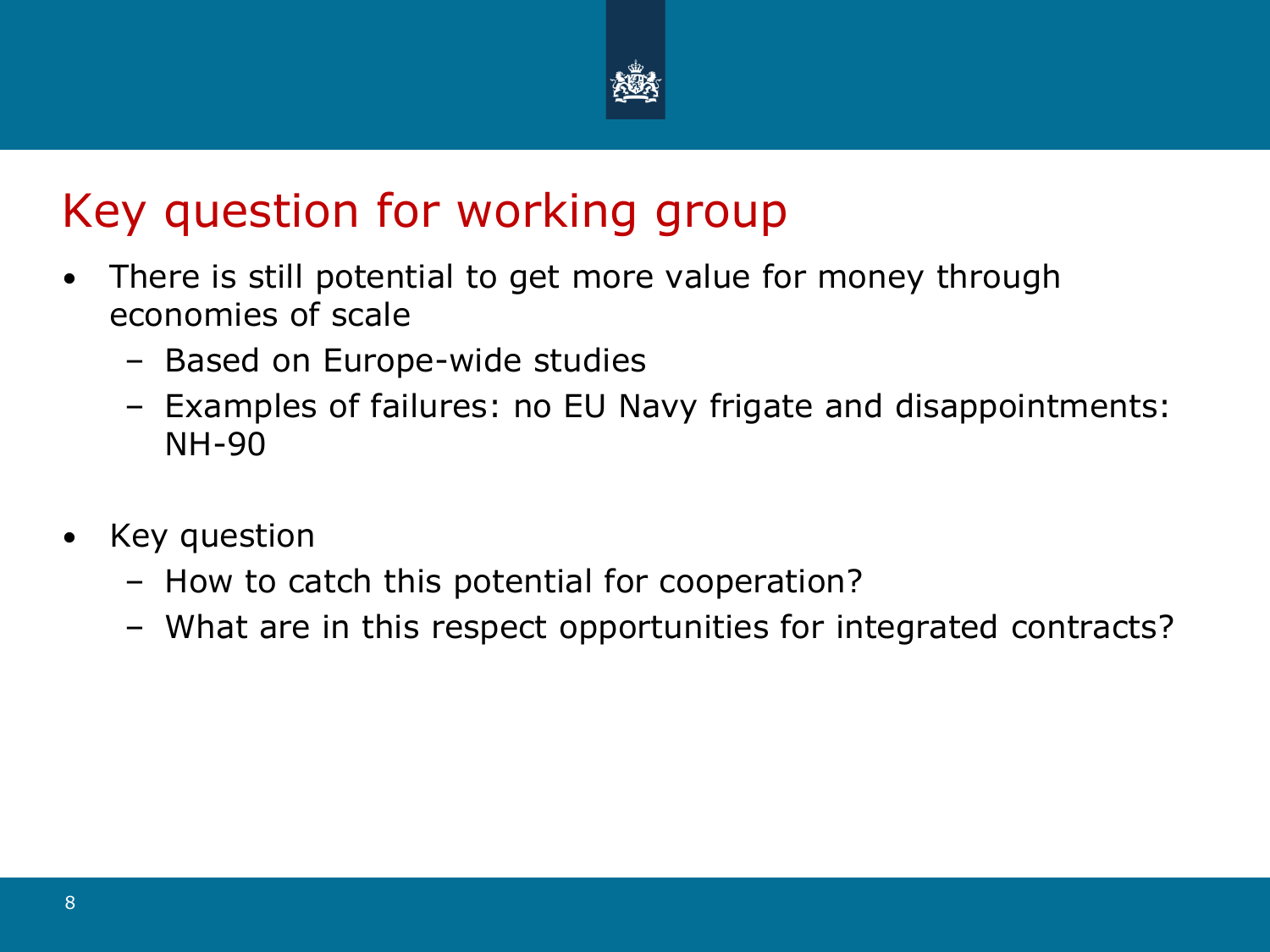# Key question for working group

- There is still potential to get more value for money through economies of scale
  - Based on Europe-wide studies
  - Examples of failures: no EU Navy frigate and disappointments: NH-90

- Key question
  - How to catch this potential for cooperation?
  - What are in this respect opportunities for integrated contracts?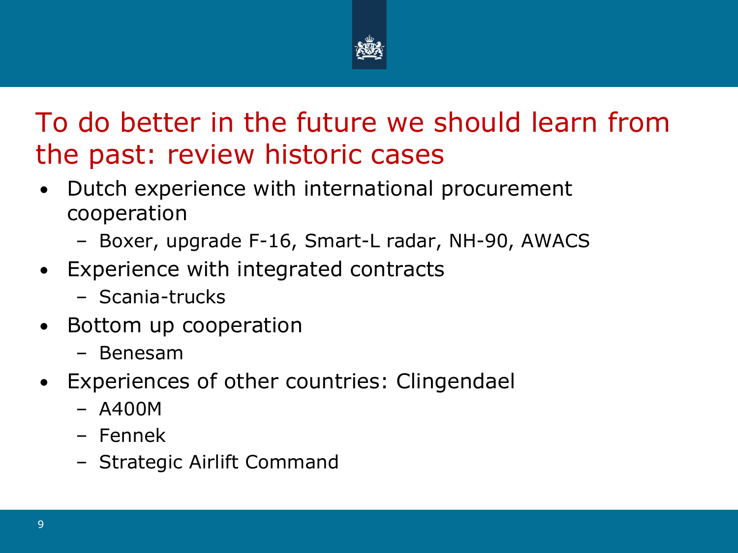# To do better in the future we should learn from the past: review historic cases

- Dutch experience with international procurement cooperation
  - Boxer, upgrade F-16, Smart-L radar, NH-90, AWACS
- Experience with integrated contracts
  - Scania-trucks
- Bottom up cooperation
  - Benesam
- Experiences of other countries: Clingendael
  - A400M
  - Fennek
  - Strategic Airlift Command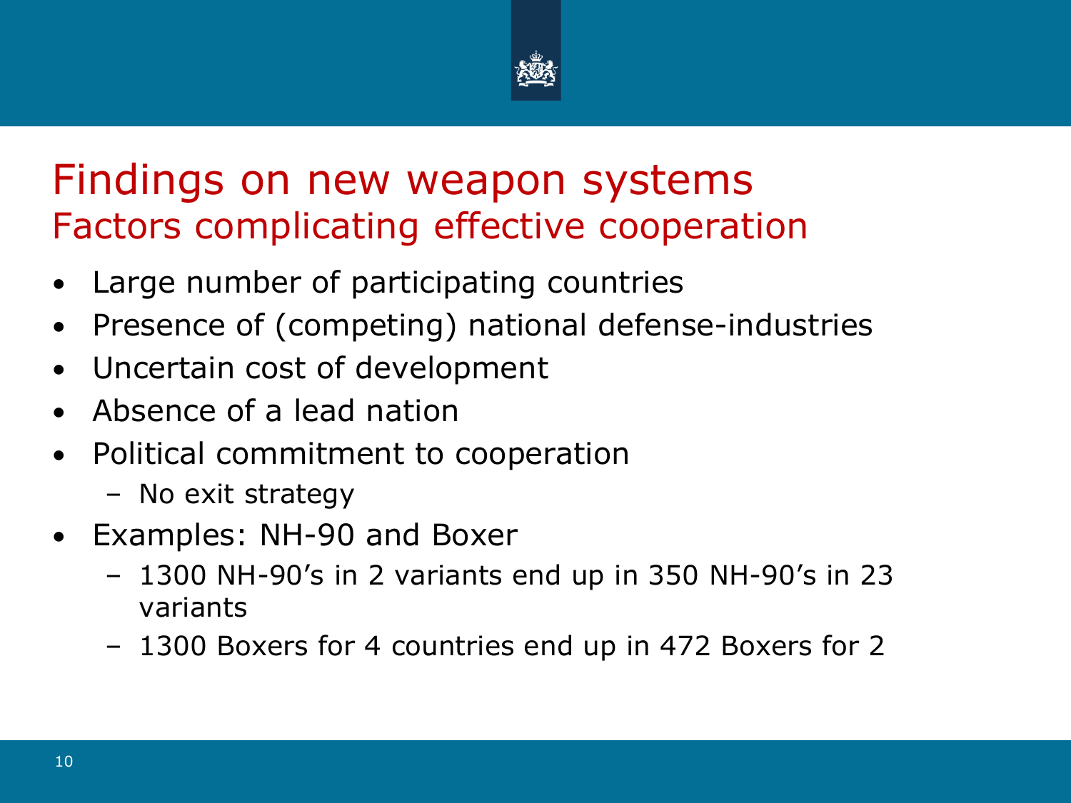# Findings on new weapon systems

## Factors complicating effective cooperation

- Large number of participating countries
- Presence of (competing) national defense-industries
- Uncertain cost of development
- Absence of a lead nation
- Political commitment to cooperation
  - No exit strategy
- Examples: NH-90 and Boxer
  - 1300 NH-90’s in 2 variants end up in 350 NH-90’s in 23 variants
  - 1300 Boxers for 4 countries end up in 472 Boxers for 2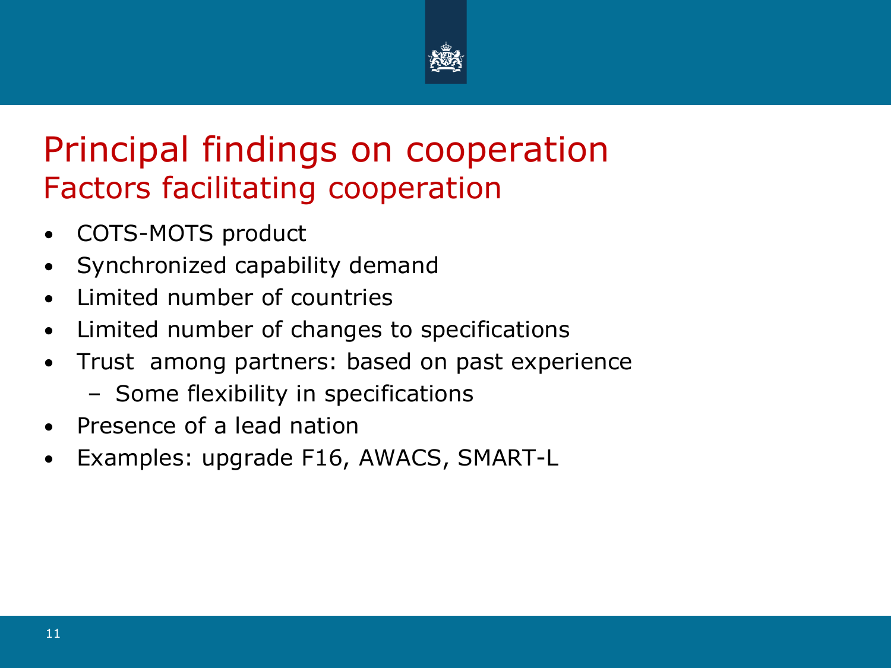# Principal findings on cooperation

## Factors facilitating cooperation

- COTS-MOTS product
- Synchronized capability demand
- Limited number of countries
- Limited number of changes to specifications
- Trust among partners: based on past experience
  - Some flexibility in specifications
- Presence of a lead nation
- Examples: upgrade F16, AWACS, SMART-L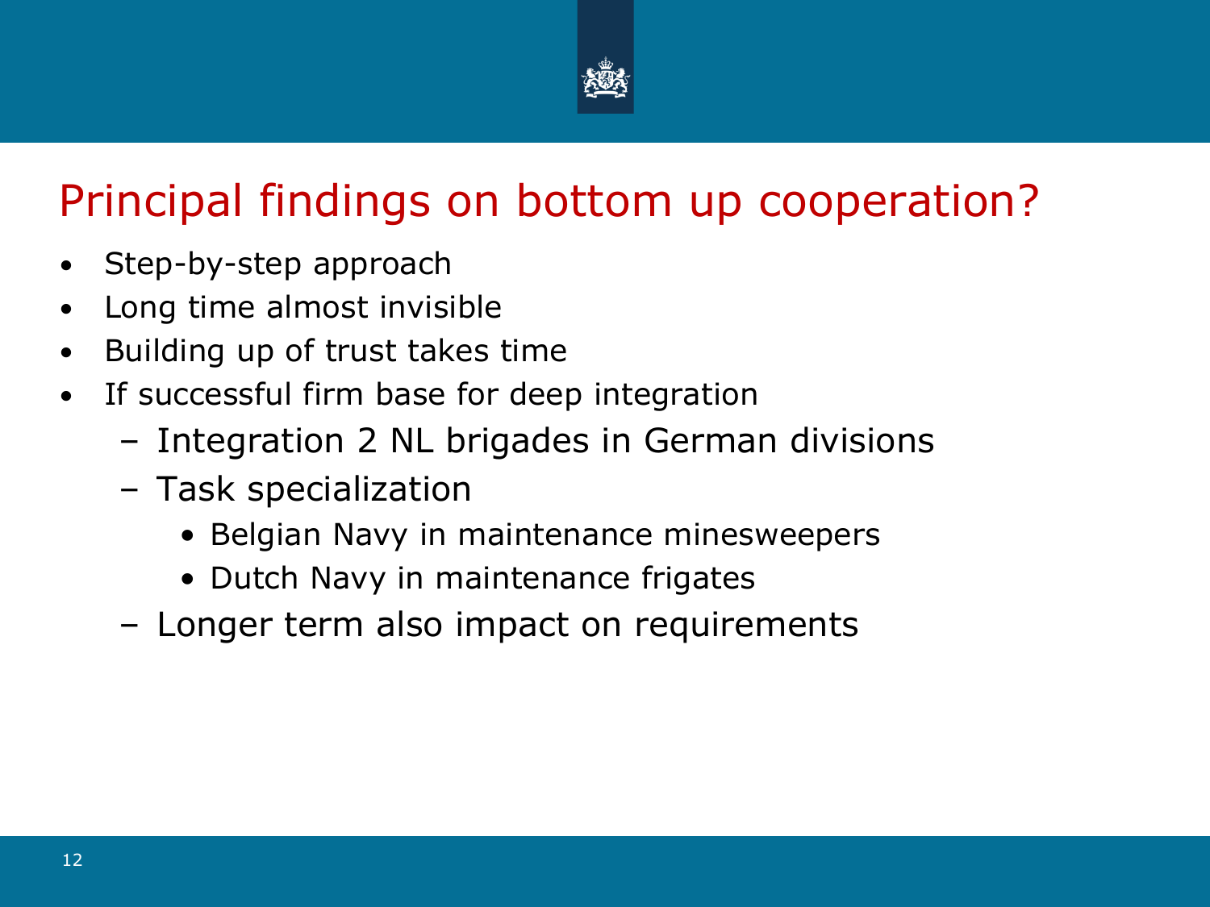# Principal findings on bottom up cooperation?

- Step-by-step approach
- Long time almost invisible
- Building up of trust takes time
- If successful firm base for deep integration
  - Integration 2 NL brigades in German divisions
  - Task specialization
    - Belgian Navy in maintenance minesweepers
    - Dutch Navy in maintenance frigates
  - Longer term also impact on requirements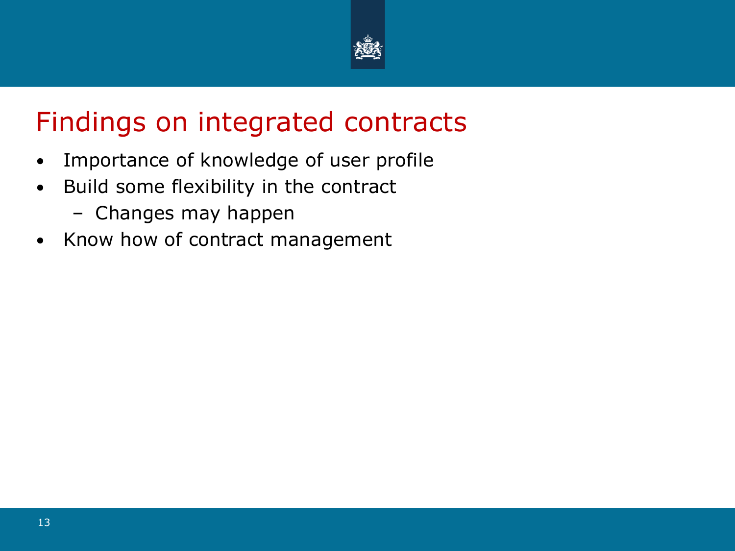# Findings on integrated contracts

- Importance of knowledge of user profile
- Build some flexibility in the contract
  - Changes may happen
- Know how of contract management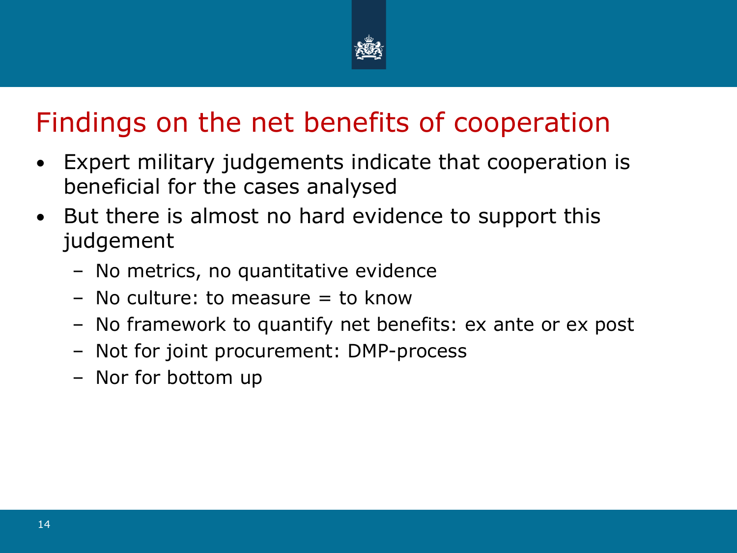# Findings on the net benefits of cooperation

- Expert military judgements indicate that cooperation is beneficial for the cases analysed
- But there is almost no hard evidence to support this judgement
  - No metrics, no quantitative evidence
  - No culture: to measure = to know
  - No framework to quantify net benefits: ex ante or ex post
  - Not for joint procurement: DMP-process
  - Nor for bottom up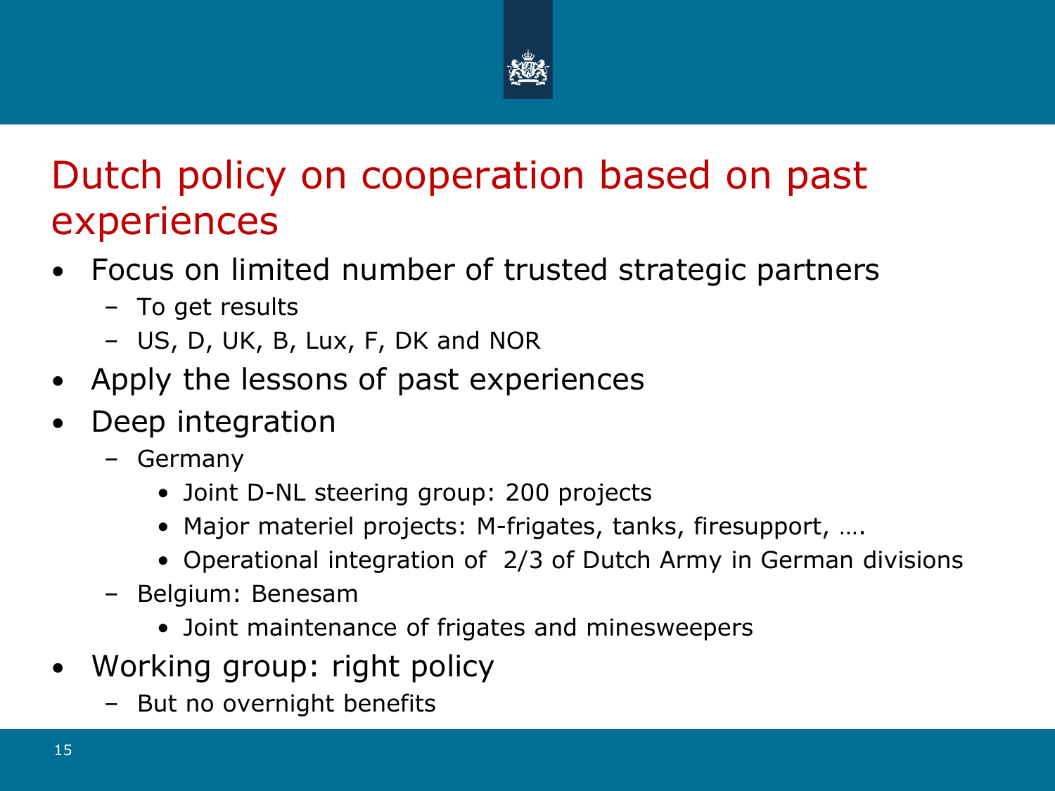# Dutch policy on cooperation based on past experiences

- Focus on limited number of trusted strategic partners
  - To get results
  - US, D, UK, B, Lux, F, DK and NOR
- Apply the lessons of past experiences
- Deep integration
  - Germany
    - Joint D-NL steering group: 200 projects
    - Major materiel projects: M-frigates, tanks, firesupport, ….
    - Operational integration of 2/3 of Dutch Army in German divisions
  - Belgium: Benesam
    - Joint maintenance of frigates and minesweepers
- Working group: right policy
  - But no overnight benefits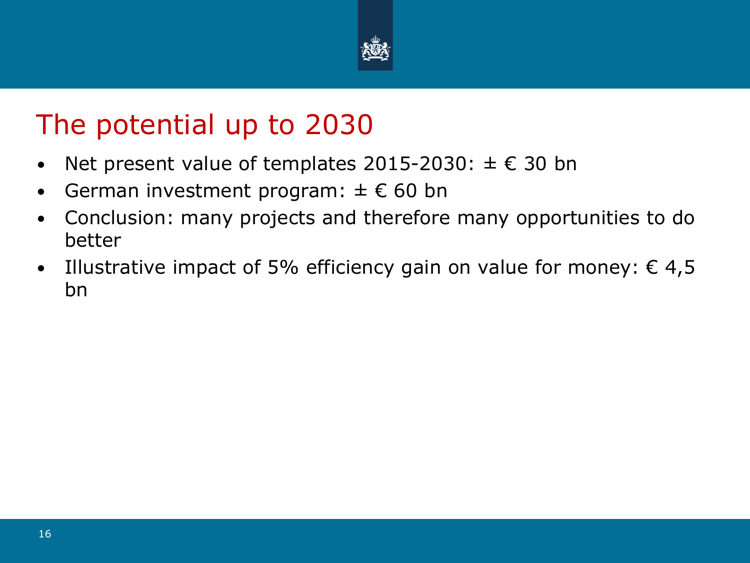# The potential up to 2030

- Net present value of templates 2015-2030: ± € 30 bn
- German investment program: ± € 60 bn
- Conclusion: many projects and therefore many opportunities to do better
- Illustrative impact of 5% efficiency gain on value for money: € 4,5 bn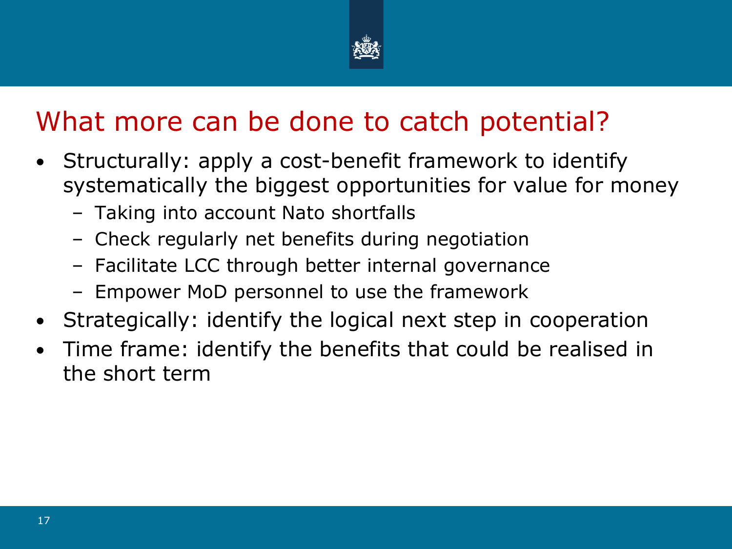# What more can be done to catch potential?

- Structurally: apply a cost-benefit framework to identify systematically the biggest opportunities for value for money
  - Taking into account Nato shortfalls
  - Check regularly net benefits during negotiation
  - Facilitate LCC through better internal governance
  - Empower MoD personnel to use the framework
- Strategically: identify the logical next step in cooperation
- Time frame: identify the benefits that could be realised in the short term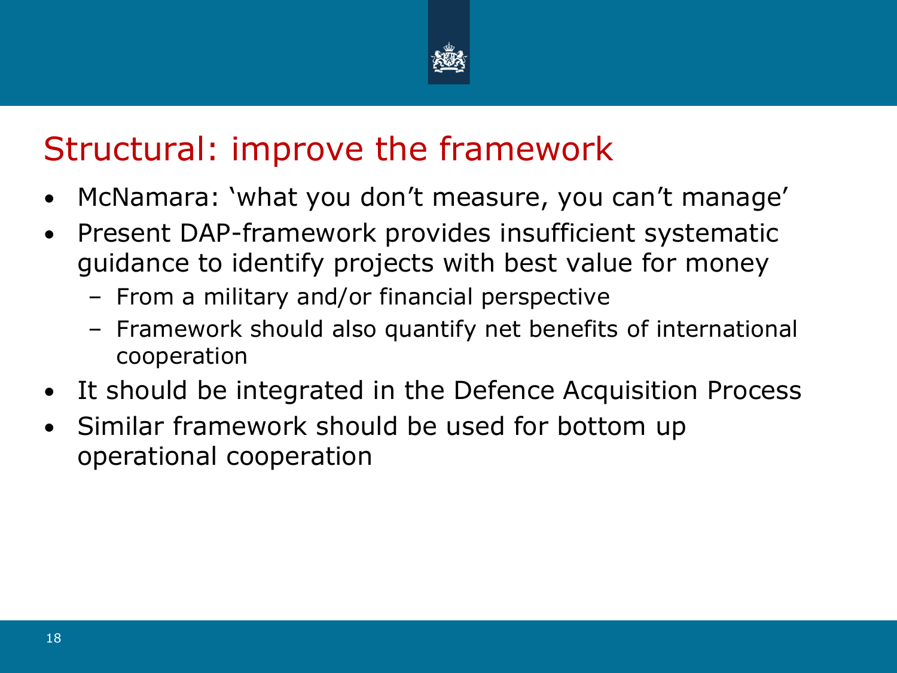# Structural: improve the framework

- McNamara: ‘what you don’t measure, you can’t manage’
- Present DAP-framework provides insufficient systematic guidance to identify projects with best value for money
  - From a military and/or financial perspective
  - Framework should also quantify net benefits of international cooperation
- It should be integrated in the Defence Acquisition Process
- Similar framework should be used for bottom up operational cooperation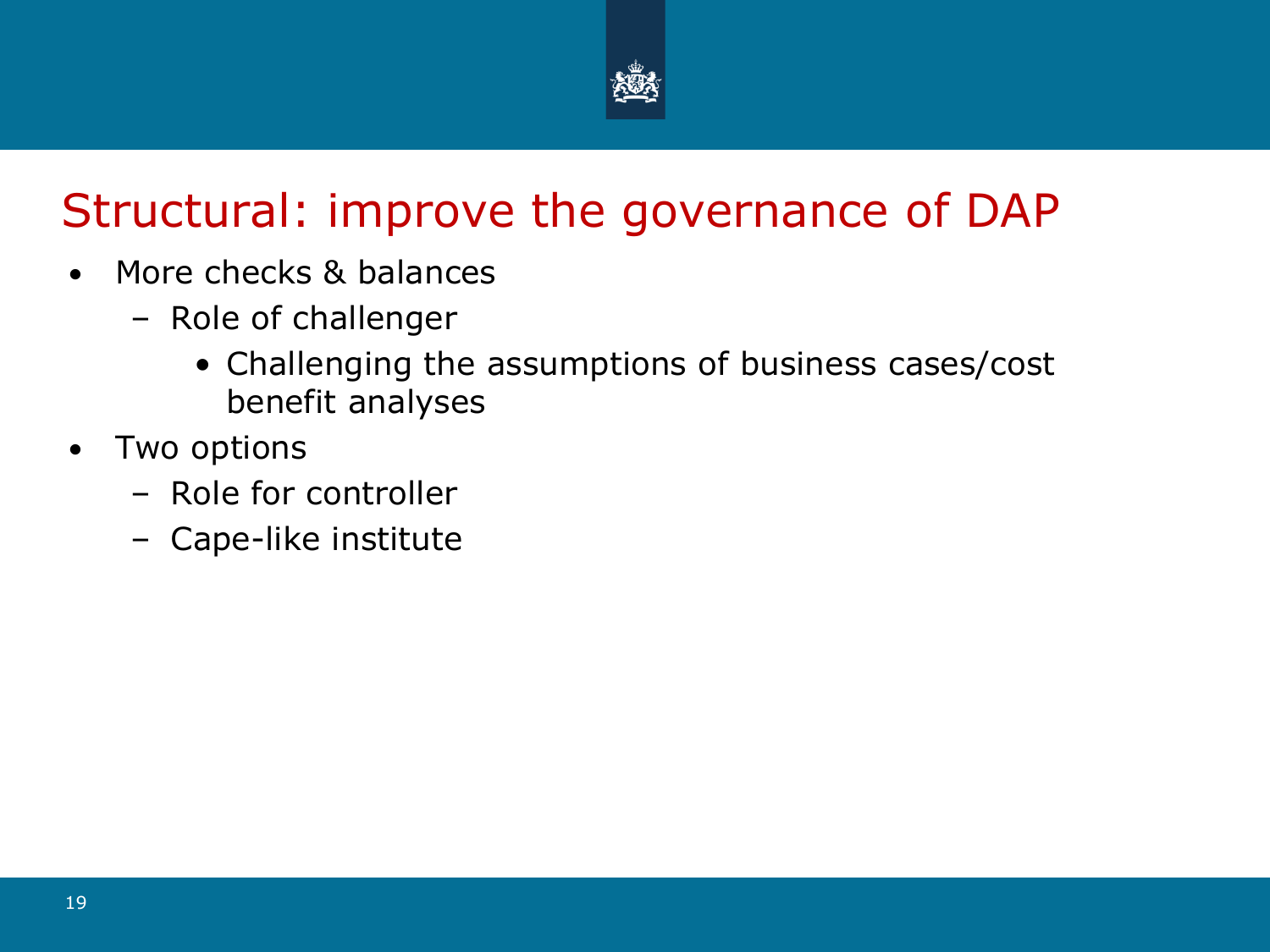# Structural: improve the governance of DAP

- More checks & balances
  - Role of challenger
    - Challenging the assumptions of business cases/cost benefit analyses
- Two options
  - Role for controller
  - Cape-like institute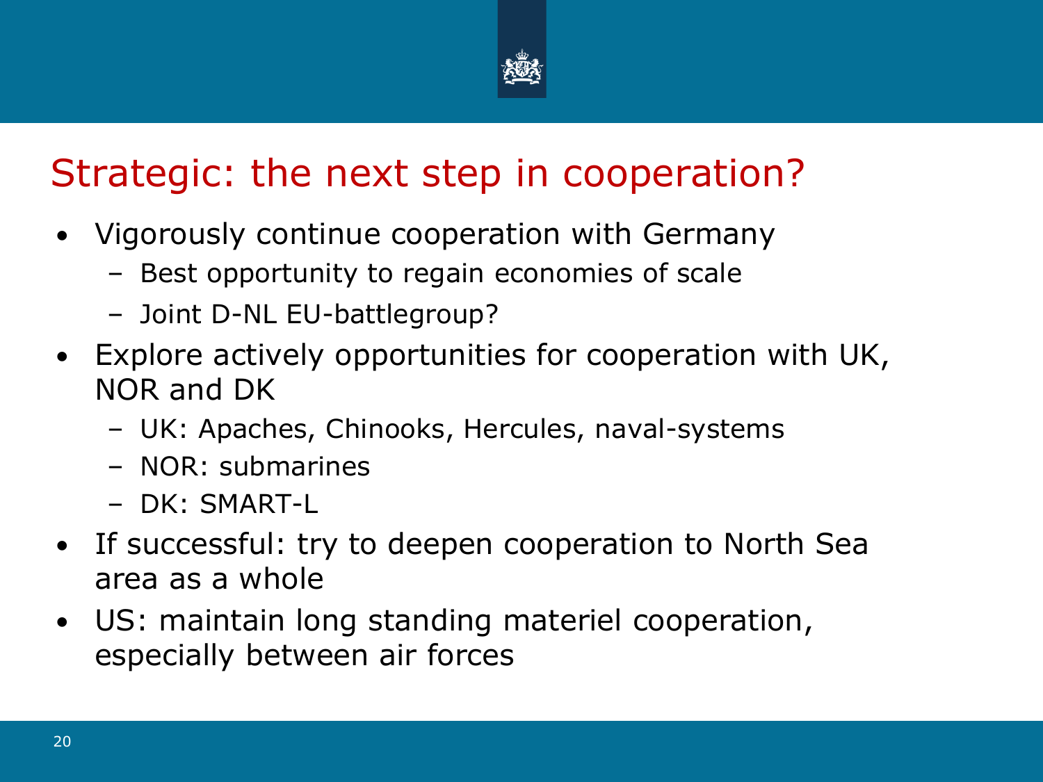# Strategic: the next step in cooperation?

- Vigorously continue cooperation with Germany
  - Best opportunity to regain economies of scale
  - Joint D-NL EU-battlegroup?
- Explore actively opportunities for cooperation with UK, NOR and DK
  - UK: Apaches, Chinooks, Hercules, naval-systems
  - NOR: submarines
  - DK: SMART-L
- If successful: try to deepen cooperation to North Sea area as a whole
- US: maintain long standing materiel cooperation, especially between air forces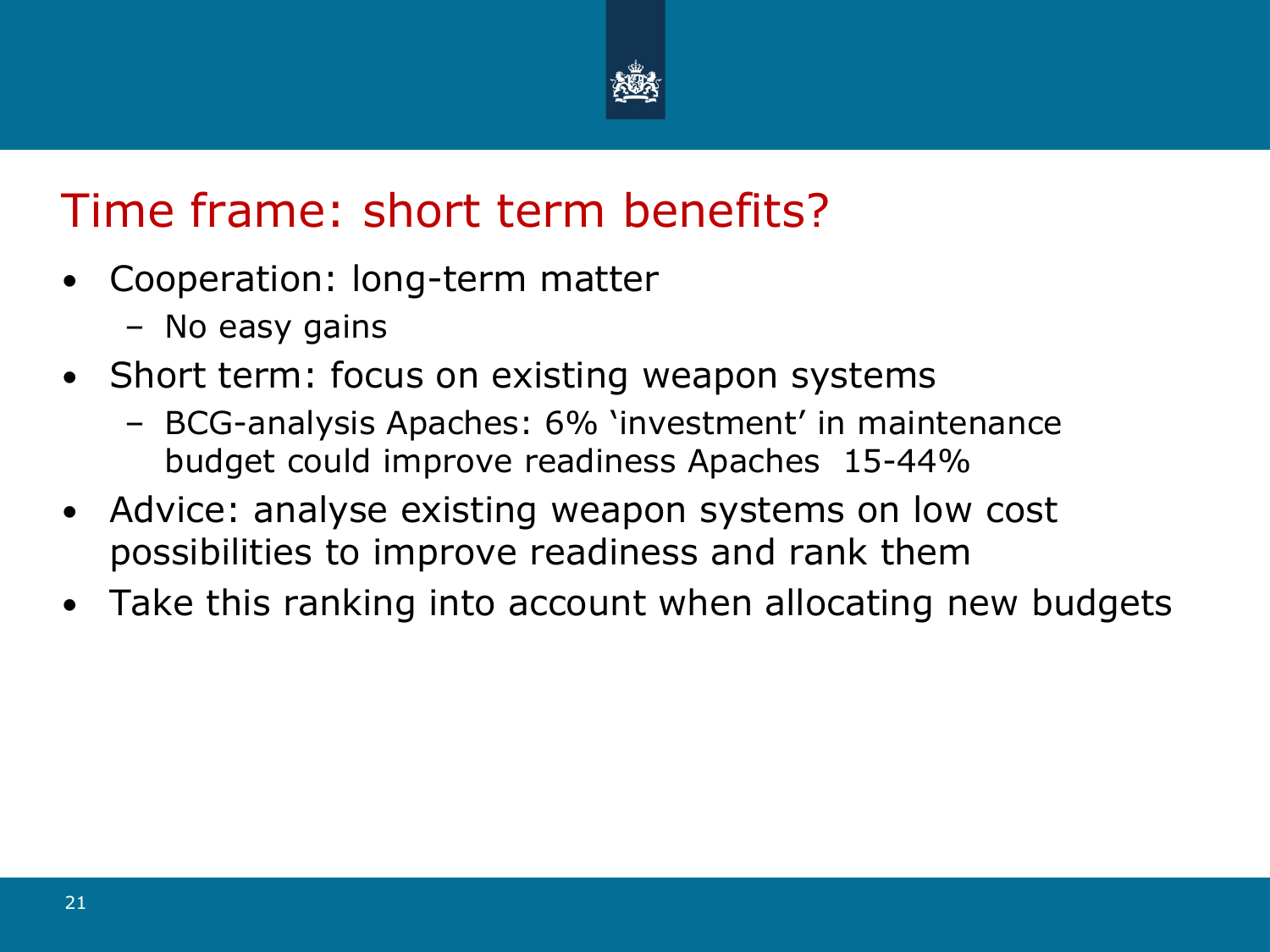# Time frame: short term benefits?

- Cooperation: long-term matter
  - No easy gains
- Short term: focus on existing weapon systems
  - BCG-analysis Apaches: 6% ‘investment’ in maintenance budget could improve readiness Apaches 15-44%
- Advice: analyse existing weapon systems on low cost possibilities to improve readiness and rank them
- Take this ranking into account when allocating new budgets